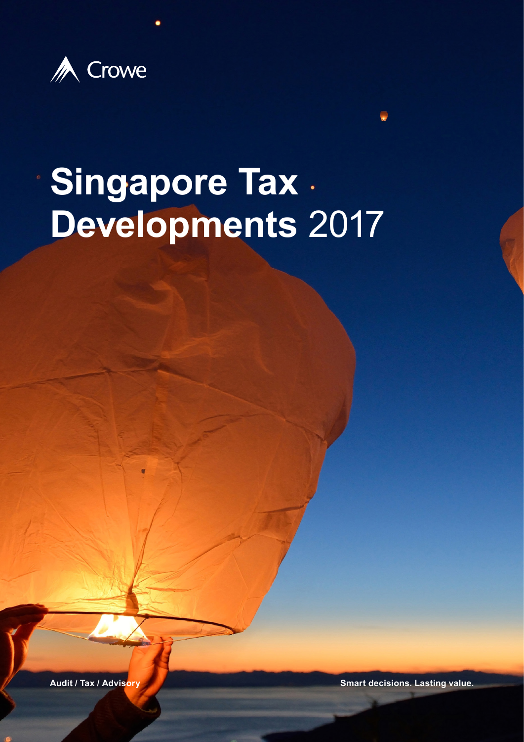Crowe

# Singapore Tax Developments 2017

Audit / Tax / Advisory

Smart decisions. Lasting value.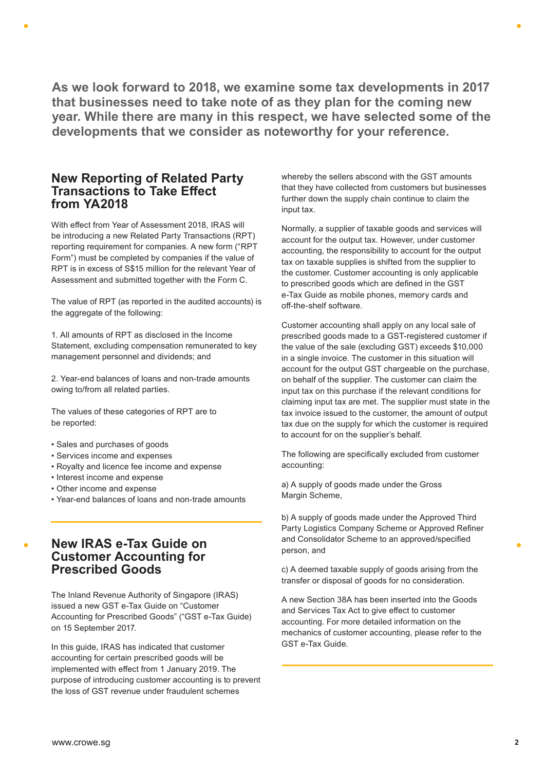**As we look forward to 2018, we examine some tax developments in 2017 that businesses need to take note of as they plan for the coming new year. While there are many in this respect, we have selected some of the developments that we consider as noteworthy for your reference.**

## New Reporting of Related Party Transactions to Take Effect from YA2018

With effect from Year of Assessment 2018, IRAS will be introducing a new Related Party Transactions (RPT) reporting requirement for companies. A new form ("RPT Form") must be completed by companies if the value of RPT is in excess of S$15 million for the relevant Year of Assessment and submitted together with the Form C.

The value of RPT (as reported in the audited accounts) is the aggregate of the following:

1. All amounts of RPT as disclosed in the Income Statement, excluding compensation remunerated to key management personnel and dividends; and

2. Year-end balances of loans and non-trade amounts owing to/from all related parties.

The values of these categories of RPT are to be reported:

- Sales and purchases of goods
- Services income and expenses
- Royalty and licence fee income and expense
- Interest income and expense
- Other income and expense
- Year-end balances of loans and non-trade amounts

## New IRAS e-Tax Guide on Customer Accounting for Prescribed Goods

The Inland Revenue Authority of Singapore (IRAS) issued a new GST e-Tax Guide on "Customer Accounting for Prescribed Goods" ("GST e-Tax Guide) on 15 September 2017.

In this guide, IRAS has indicated that customer accounting for certain prescribed goods will be implemented with effect from 1 January 2019. The purpose of introducing customer accounting is to prevent the loss of GST revenue under fraudulent schemes whereby the sellers abscond with the GST amounts that they have collected from customers but businesses further down the supply chain continue to claim the input tax.

Normally, a supplier of taxable goods and services will account for the output tax. However, under customer accounting, the responsibility to account for the output tax on taxable supplies is shifted from the supplier to the customer. Customer accounting is only applicable to prescribed goods which are defined in the GST e-Tax Guide as mobile phones, memory cards and off-the-shelf software.

Customer accounting shall apply on any local sale of prescribed goods made to a GST-registered customer if the value of the sale (excluding GST) exceeds $10,000 in a single invoice. The customer in this situation will account for the output GST chargeable on the purchase, on behalf of the supplier. The customer can claim the input tax on this purchase if the relevant conditions for claiming input tax are met. The supplier must state in the tax invoice issued to the customer, the amount of output tax due on the supply for which the customer is required to account for on the supplier's behalf.

The following are specifically excluded from customer accounting:

a) A supply of goods made under the Gross Margin Scheme,

b) A supply of goods made under the Approved Third Party Logistics Company Scheme or Approved Refiner and Consolidator Scheme to an approved/specified person, and

c) A deemed taxable supply of goods arising from the transfer or disposal of goods for no consideration.

A new Section 38A has been inserted into the Goods and Services Tax Act to give effect to customer accounting. For more detailed information on the mechanics of customer accounting, please refer to the GST e-Tax Guide.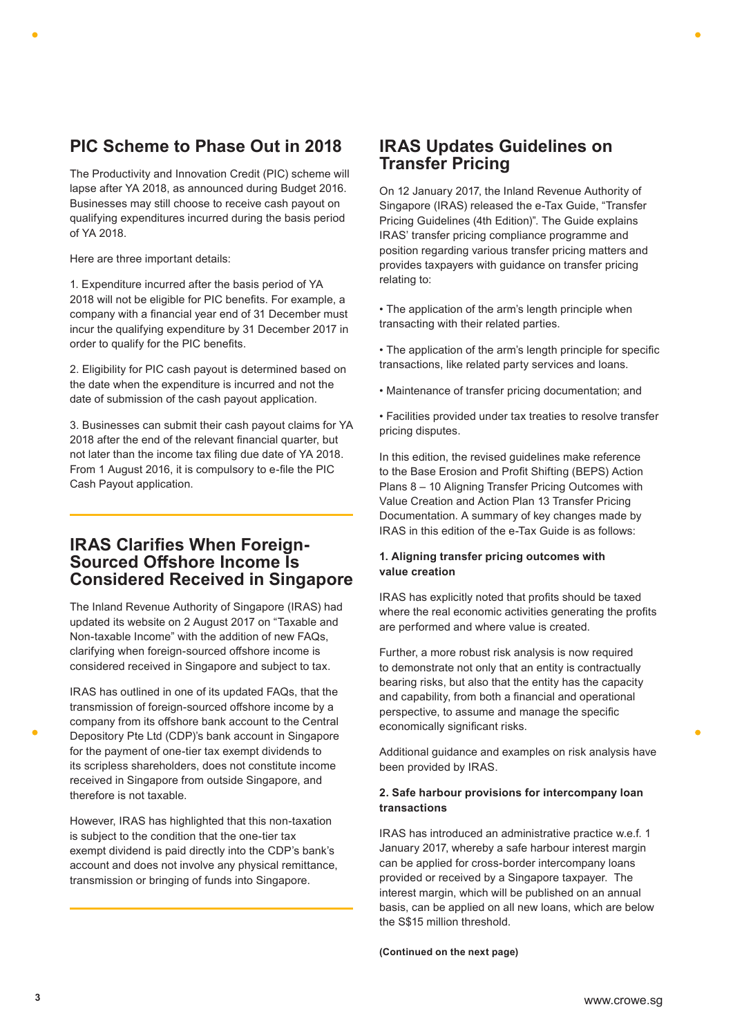## PIC Scheme to Phase Out in 2018

The Productivity and Innovation Credit (PIC) scheme will lapse after YA 2018, as announced during Budget 2016. Businesses may still choose to receive cash payout on qualifying expenditures incurred during the basis period of YA 2018.

Here are three important details:

1. Expenditure incurred after the basis period of YA 2018 will not be eligible for PIC benefits. For example, a company with a financial year end of 31 December must incur the qualifying expenditure by 31 December 2017 in order to qualify for the PIC benefits.

2. Eligibility for PIC cash payout is determined based on the date when the expenditure is incurred and not the date of submission of the cash payout application.

3. Businesses can submit their cash payout claims for YA 2018 after the end of the relevant financial quarter, but not later than the income tax filing due date of YA 2018. From 1 August 2016, it is compulsory to e-file the PIC Cash Payout application.

## IRAS Clarifies When Foreign-Sourced Offshore Income Is Considered Received in Singapore

The Inland Revenue Authority of Singapore (IRAS) had updated its website on 2 August 2017 on "Taxable and Non-taxable Income" with the addition of new FAQs, clarifying when foreign-sourced offshore income is considered received in Singapore and subject to tax.

IRAS has outlined in one of its updated FAQs, that the transmission of foreign-sourced offshore income by a company from its offshore bank account to the Central Depository Pte Ltd (CDP)'s bank account in Singapore for the payment of one-tier tax exempt dividends to its scripless shareholders, does not constitute income received in Singapore from outside Singapore, and therefore is not taxable.

However, IRAS has highlighted that this non-taxation is subject to the condition that the one-tier tax exempt dividend is paid directly into the CDP's bank's account and does not involve any physical remittance, transmission or bringing of funds into Singapore.

## IRAS Updates Guidelines on Transfer Pricing

On 12 January 2017, the Inland Revenue Authority of Singapore (IRAS) released the e-Tax Guide, "Transfer Pricing Guidelines (4th Edition)". The Guide explains IRAS' transfer pricing compliance programme and position regarding various transfer pricing matters and provides taxpayers with guidance on transfer pricing relating to:

- The application of the arm's length principle when transacting with their related parties.
- The application of the arm's length principle for specific transactions, like related party services and loans.
- Maintenance of transfer pricing documentation; and
- Facilities provided under tax treaties to resolve transfer pricing disputes.

In this edition, the revised guidelines make reference to the Base Erosion and Profit Shifting (BEPS) Action Plans 8 – 10 Aligning Transfer Pricing Outcomes with Value Creation and Action Plan 13 Transfer Pricing Documentation. A summary of key changes made by IRAS in this edition of the e-Tax Guide is as follows:

**1. Aligning transfer pricing outcomes with value creation**

IRAS has explicitly noted that profits should be taxed where the real economic activities generating the profits are performed and where value is created.

Further, a more robust risk analysis is now required to demonstrate not only that an entity is contractually bearing risks, but also that the entity has the capacity and capability, from both a financial and operational perspective, to assume and manage the specific economically significant risks.

Additional guidance and examples on risk analysis have been provided by IRAS.

**2. Safe harbour provisions for intercompany loan transactions**

IRAS has introduced an administrative practice w.e.f. 1 January 2017, whereby a safe harbour interest margin can be applied for cross-border intercompany loans provided or received by a Singapore taxpayer. The interest margin, which will be published on an annual basis, can be applied on all new loans, which are below the S$15 million threshold.

**(Continued on the next page)**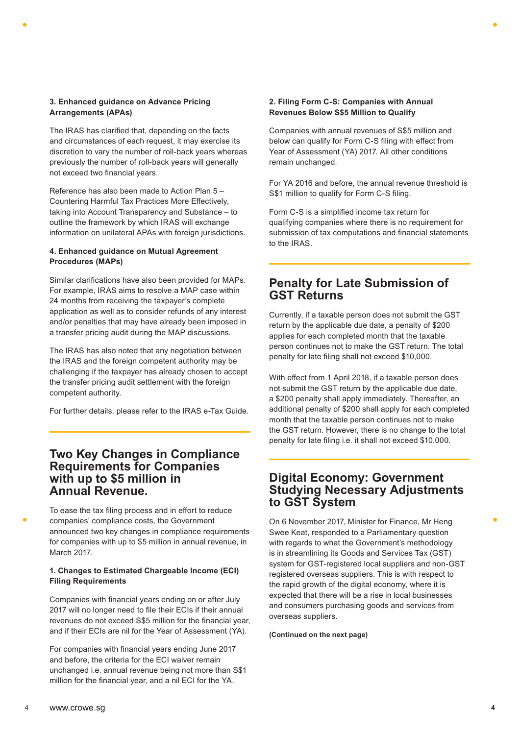**3. Enhanced guidance on Advance Pricing Arrangements (APAs)**

The IRAS has clarified that, depending on the facts and circumstances of each request, it may exercise its discretion to vary the number of roll-back years whereas previously the number of roll-back years will generally not exceed two financial years.

Reference has also been made to Action Plan 5 – Countering Harmful Tax Practices More Effectively, taking into Account Transparency and Substance – to outline the framework by which IRAS will exchange information on unilateral APAs with foreign jurisdictions.

**4. Enhanced guidance on Mutual Agreement Procedures (MAPs)**

Similar clarifications have also been provided for MAPs. For example, IRAS aims to resolve a MAP case within 24 months from receiving the taxpayer's complete application as well as to consider refunds of any interest and/or penalties that may have already been imposed in a transfer pricing audit during the MAP discussions.

The IRAS has also noted that any negotiation between the IRAS and the foreign competent authority may be challenging if the taxpayer has already chosen to accept the transfer pricing audit settlement with the foreign competent authority.

For further details, please refer to the IRAS e-Tax Guide.

## Two Key Changes in Compliance Requirements for Companies with up to $5 million in Annual Revenue.

To ease the tax filing process and in effort to reduce companies' compliance costs, the Government announced two key changes in compliance requirements for companies with up to $5 million in annual revenue, in March 2017.

**1. Changes to Estimated Chargeable Income (ECI) Filing Requirements**

Companies with financial years ending on or after July 2017 will no longer need to file their ECIs if their annual revenues do not exceed S$5 million for the financial year, and if their ECIs are nil for the Year of Assessment (YA).

For companies with financial years ending June 2017 and before, the criteria for the ECI waiver remain unchanged i.e. annual revenue being not more than S$1 million for the financial year, and a nil ECI for the YA.

**2. Filing Form C-S: Companies with Annual Revenues Below S$5 Million to Qualify**

Companies with annual revenues of S$5 million and below can qualify for Form C-S filing with effect from Year of Assessment (YA) 2017. All other conditions remain unchanged.

For YA 2016 and before, the annual revenue threshold is S$1 million to qualify for Form C-S filing.

Form C-S is a simplified income tax return for qualifying companies where there is no requirement for submission of tax computations and financial statements to the IRAS.

## Penalty for Late Submission of GST Returns

Currently, if a taxable person does not submit the GST return by the applicable due date, a penalty of $200 applies for each completed month that the taxable person continues not to make the GST return. The total penalty for late filing shall not exceed $10,000.

With effect from 1 April 2018, if a taxable person does not submit the GST return by the applicable due date, a $200 penalty shall apply immediately. Thereafter, an additional penalty of $200 shall apply for each completed month that the taxable person continues not to make the GST return. However, there is no change to the total penalty for late filing i.e. it shall not exceed $10,000.

## Digital Economy: Government Studying Necessary Adjustments to GST System

On 6 November 2017, Minister for Finance, Mr Heng Swee Keat, responded to a Parliamentary question with regards to what the Government's methodology is in streamlining its Goods and Services Tax (GST) system for GST-registered local suppliers and non-GST registered overseas suppliers. This is with respect to the rapid growth of the digital economy, where it is expected that there will be a rise in local businesses and consumers purchasing goods and services from overseas suppliers.

**(Continued on the next page)**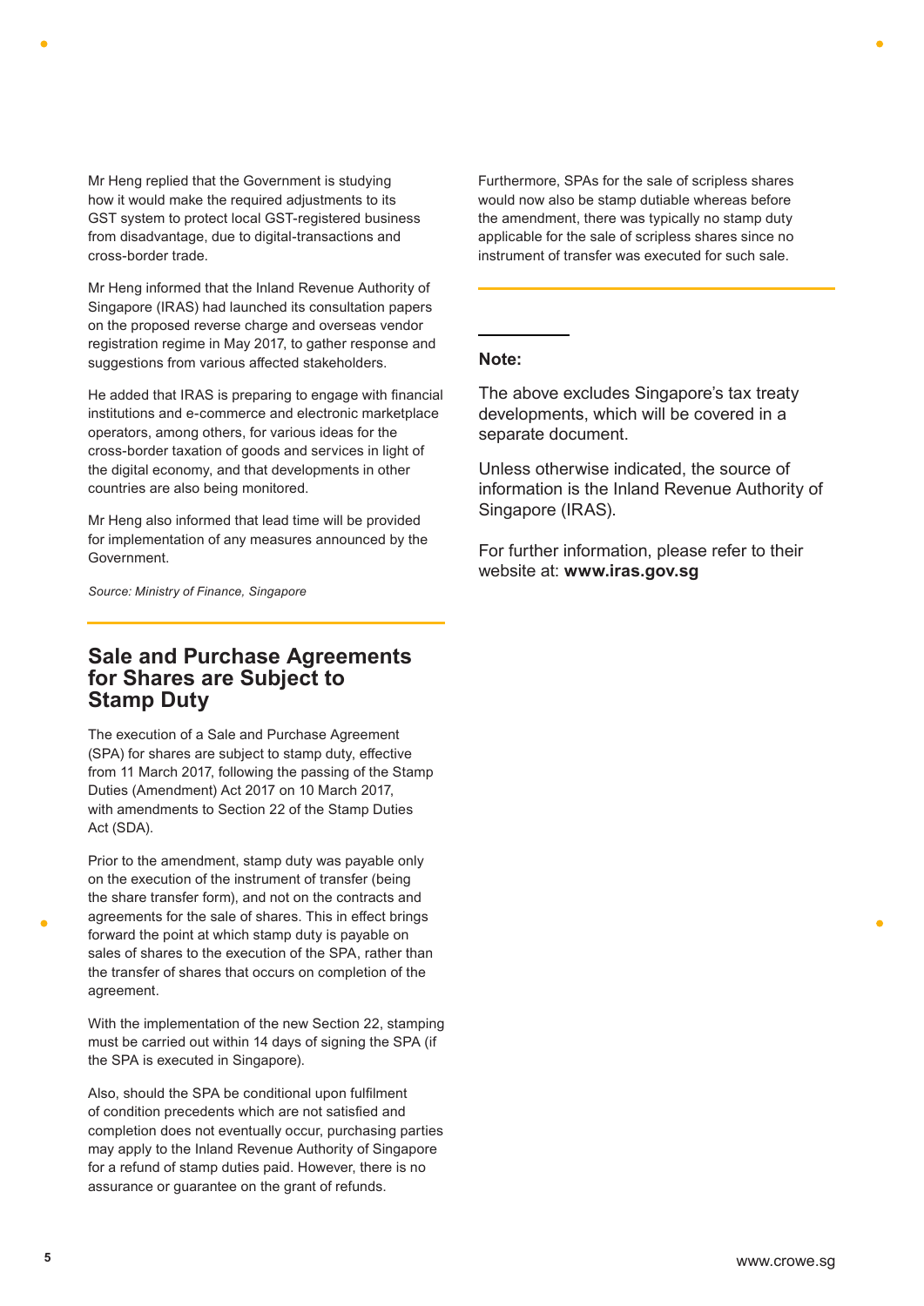Mr Heng replied that the Government is studying how it would make the required adjustments to its GST system to protect local GST-registered business from disadvantage, due to digital-transactions and cross-border trade.

Mr Heng informed that the Inland Revenue Authority of Singapore (IRAS) had launched its consultation papers on the proposed reverse charge and overseas vendor registration regime in May 2017, to gather response and suggestions from various affected stakeholders.

He added that IRAS is preparing to engage with financial institutions and e-commerce and electronic marketplace operators, among others, for various ideas for the cross-border taxation of goods and services in light of the digital economy, and that developments in other countries are also being monitored.

Mr Heng also informed that lead time will be provided for implementation of any measures announced by the Government.

*Source: Ministry of Finance, Singapore*

## Sale and Purchase Agreements for Shares are Subject to Stamp Duty

The execution of a Sale and Purchase Agreement (SPA) for shares are subject to stamp duty, effective from 11 March 2017, following the passing of the Stamp Duties (Amendment) Act 2017 on 10 March 2017, with amendments to Section 22 of the Stamp Duties Act (SDA).

Prior to the amendment, stamp duty was payable only on the execution of the instrument of transfer (being the share transfer form), and not on the contracts and agreements for the sale of shares. This in effect brings forward the point at which stamp duty is payable on sales of shares to the execution of the SPA, rather than the transfer of shares that occurs on completion of the agreement.

With the implementation of the new Section 22, stamping must be carried out within 14 days of signing the SPA (if the SPA is executed in Singapore).

Also, should the SPA be conditional upon fulfilment of condition precedents which are not satisfied and completion does not eventually occur, purchasing parties may apply to the Inland Revenue Authority of Singapore for a refund of stamp duties paid. However, there is no assurance or guarantee on the grant of refunds.

Furthermore, SPAs for the sale of scripless shares would now also be stamp dutiable whereas before the amendment, there was typically no stamp duty applicable for the sale of scripless shares since no instrument of transfer was executed for such sale.

**Note:**

The above excludes Singapore's tax treaty developments, which will be covered in a separate document.

Unless otherwise indicated, the source of information is the Inland Revenue Authority of Singapore (IRAS).

For further information, please refer to their website at: **www.iras.gov.sg**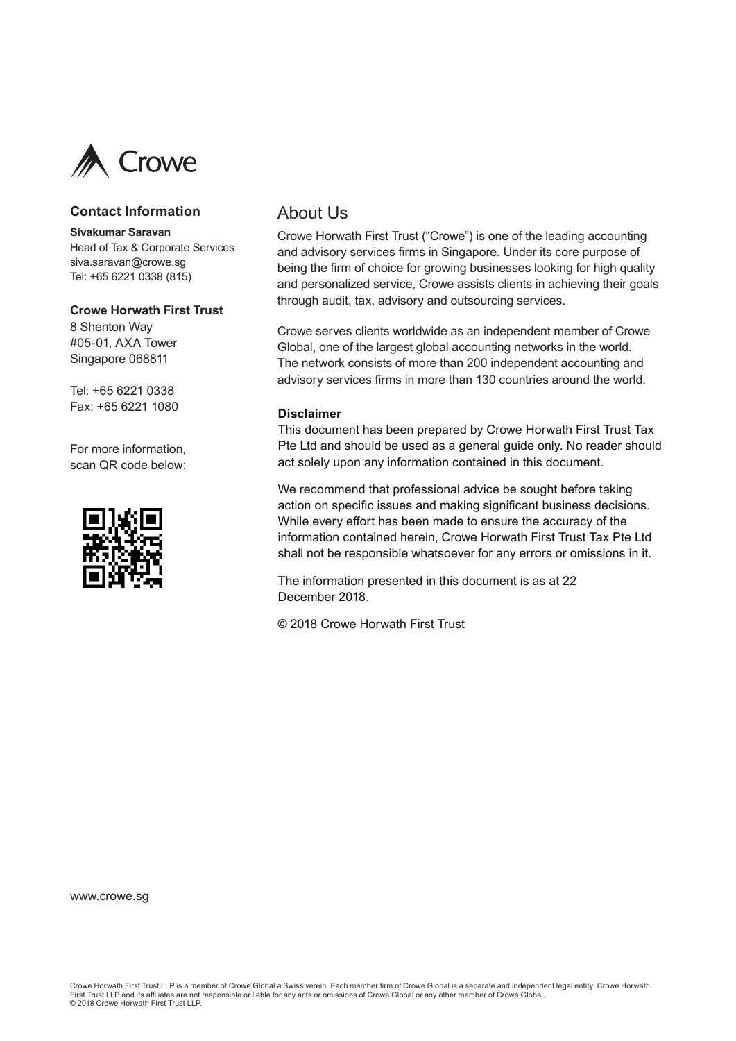Crowe

## Contact Information

**Sivakumar Saravan**
Head of Tax & Corporate Services
siva.saravan@crowe.sg
Tel: +65 6221 0338 (815)

**Crowe Horwath First Trust**
8 Shenton Way
#05-01, AXA Tower
Singapore 068811

Tel: +65 6221 0338
Fax: +65 6221 1080

For more information, scan QR code below:

## About Us

Crowe Horwath First Trust ("Crowe") is one of the leading accounting and advisory services firms in Singapore. Under its core purpose of being the firm of choice for growing businesses looking for high quality and personalized service, Crowe assists clients in achieving their goals through audit, tax, advisory and outsourcing services.

Crowe serves clients worldwide as an independent member of Crowe Global, one of the largest global accounting networks in the world. The network consists of more than 200 independent accounting and advisory services firms in more than 130 countries around the world.

### Disclaimer

This document has been prepared by Crowe Horwath First Trust Tax Pte Ltd and should be used as a general guide only. No reader should act solely upon any information contained in this document.

We recommend that professional advice be sought before taking action on specific issues and making significant business decisions. While every effort has been made to ensure the accuracy of the information contained herein, Crowe Horwath First Trust Tax Pte Ltd shall not be responsible whatsoever for any errors or omissions in it.

The information presented in this document is as at 22 December 2018.

© 2018 Crowe Horwath First Trust

www.crowe.sg

Crowe Horwath First Trust LLP is a member of Crowe Global a Swiss verein. Each member firm of Crowe Global is a separate and independent legal entity. Crowe Horwath First Trust LLP and its affiliates are not responsible or liable for any acts or omissions of Crowe Global or any other member of Crowe Global.
© 2018 Crowe Horwath First Trust LLP.